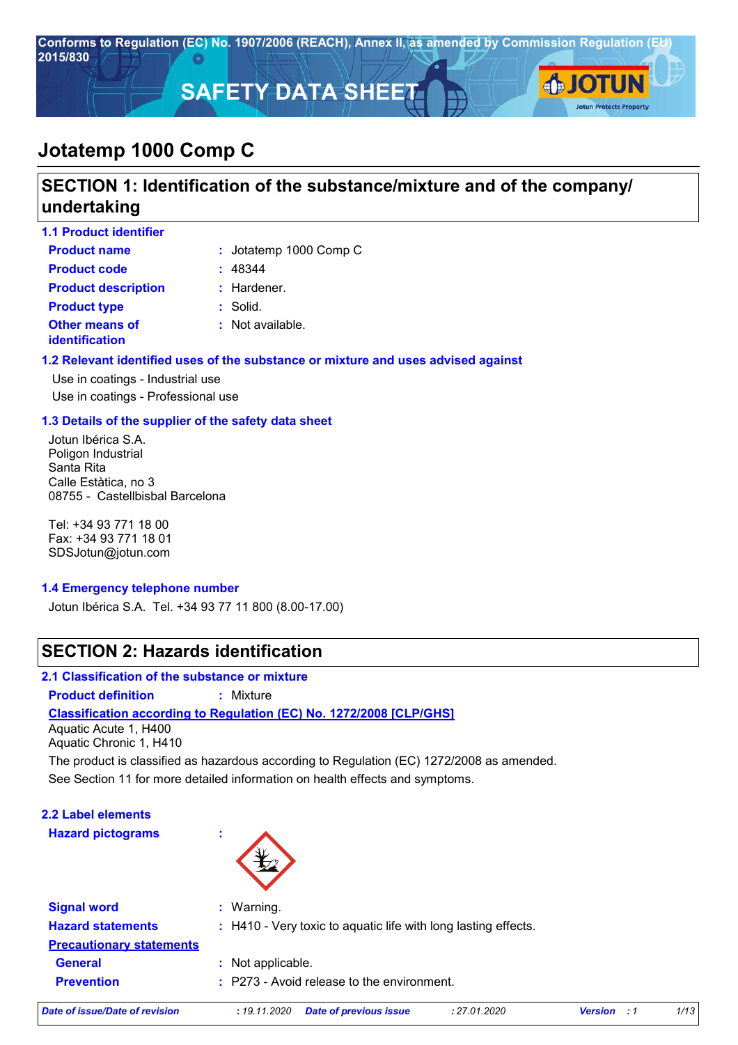Conforms to Regulation (EC) No. 1907/2006 (REACH), Annex II, as amended by Commission Regulation (EU) 2015/830

# SAFETY DATA SHEET

# Jotatemp 1000 Comp C

## SECTION 1: Identification of the substance/mixture and of the company/undertaking

### 1.1 Product identifier

**Product name** : Jotatemp 1000 Comp C

**Product code** : 48344

**Product description** : Hardener.

**Product type** : Solid.

**Other means of identification** : Not available.

### 1.2 Relevant identified uses of the substance or mixture and uses advised against

Use in coatings - Industrial use

Use in coatings - Professional use

### 1.3 Details of the supplier of the safety data sheet

Jotun Ibérica S.A.
Poligon Industrial
Santa Rita
Calle Estàtica, no 3
08755 - Castellbisbal Barcelona

Tel: +34 93 771 18 00
Fax: +34 93 771 18 01
SDSJotun@jotun.com

### 1.4 Emergency telephone number

Jotun Ibérica S.A. Tel. +34 93 77 11 800 (8.00-17.00)

## SECTION 2: Hazards identification

### 2.1 Classification of the substance or mixture

**Product definition** : Mixture

**Classification according to Regulation (EC) No. 1272/2008 [CLP/GHS]**

Aquatic Acute 1, H400
Aquatic Chronic 1, H410

The product is classified as hazardous according to Regulation (EC) 1272/2008 as amended.

See Section 11 for more detailed information on health effects and symptoms.

### 2.2 Label elements

**Hazard pictograms** :

**Signal word** : Warning.

**Hazard statements** : H410 - Very toxic to aquatic life with long lasting effects.

**Precautionary statements**

**General** : Not applicable.

**Prevention** : P273 - Avoid release to the environment.

*Date of issue/Date of revision* : 19.11.2020 *Date of previous issue* : 27.01.2020 *Version* : 1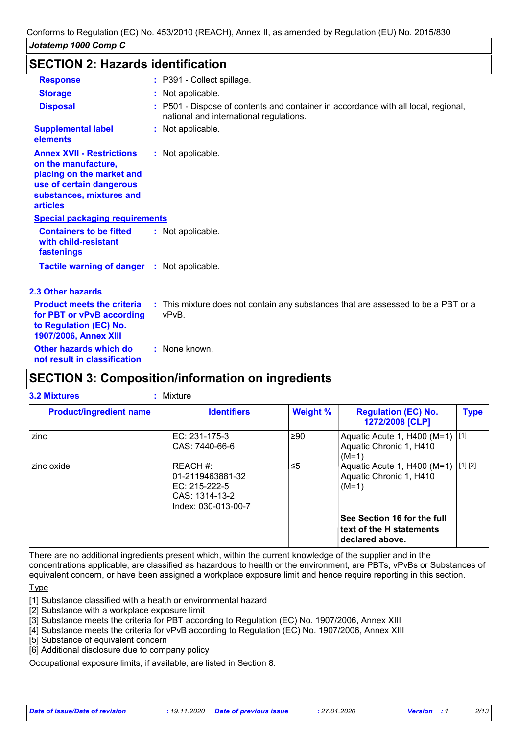## SECTION 2: Hazards identification

**Response** : P391 - Collect spillage.

**Storage** : Not applicable.

**Disposal** : P501 - Dispose of contents and container in accordance with all local, regional, national and international regulations.

**Supplemental label elements** : Not applicable.

**Annex XVII - Restrictions on the manufacture, placing on the market and use of certain dangerous substances, mixtures and articles** : Not applicable.

**Special packaging requirements**

**Containers to be fitted with child-resistant fastenings** : Not applicable.

**Tactile warning of danger** : Not applicable.

### 2.3 Other hazards

**Product meets the criteria for PBT or vPvB according to Regulation (EC) No. 1907/2006, Annex XIII** : This mixture does not contain any substances that are assessed to be a PBT or a vPvB.

**Other hazards which do not result in classification** : None known.

## SECTION 3: Composition/information on ingredients

**3.2 Mixtures** : Mixture

| Product/ingredient name | Identifiers | Weight % | Regulation (EC) No. 1272/2008 [CLP] | Type |
|---|---|---|---|---|
| zinc | EC: 231-175-3<br>CAS: 7440-66-6 | ≥90 | Aquatic Acute 1, H400 (M=1)<br>Aquatic Chronic 1, H410 (M=1) | [1] |
| zinc oxide | REACH #: 01-2119463881-32<br>EC: 215-222-5<br>CAS: 1314-13-2<br>Index: 030-013-00-7 | ≤5 | Aquatic Acute 1, H400 (M=1)<br>Aquatic Chronic 1, H410 (M=1) | [1] [2] |
| | | | **See Section 16 for the full text of the H statements declared above.** | |

There are no additional ingredients present which, within the current knowledge of the supplier and in the concentrations applicable, are classified as hazardous to health or the environment, are PBTs, vPvBs or Substances of equivalent concern, or have been assigned a workplace exposure limit and hence require reporting in this section.

Type

[1] Substance classified with a health or environmental hazard
[2] Substance with a workplace exposure limit
[3] Substance meets the criteria for PBT according to Regulation (EC) No. 1907/2006, Annex XIII
[4] Substance meets the criteria for vPvB according to Regulation (EC) No. 1907/2006, Annex XIII
[5] Substance of equivalent concern
[6] Additional disclosure due to company policy

Occupational exposure limits, if available, are listed in Section 8.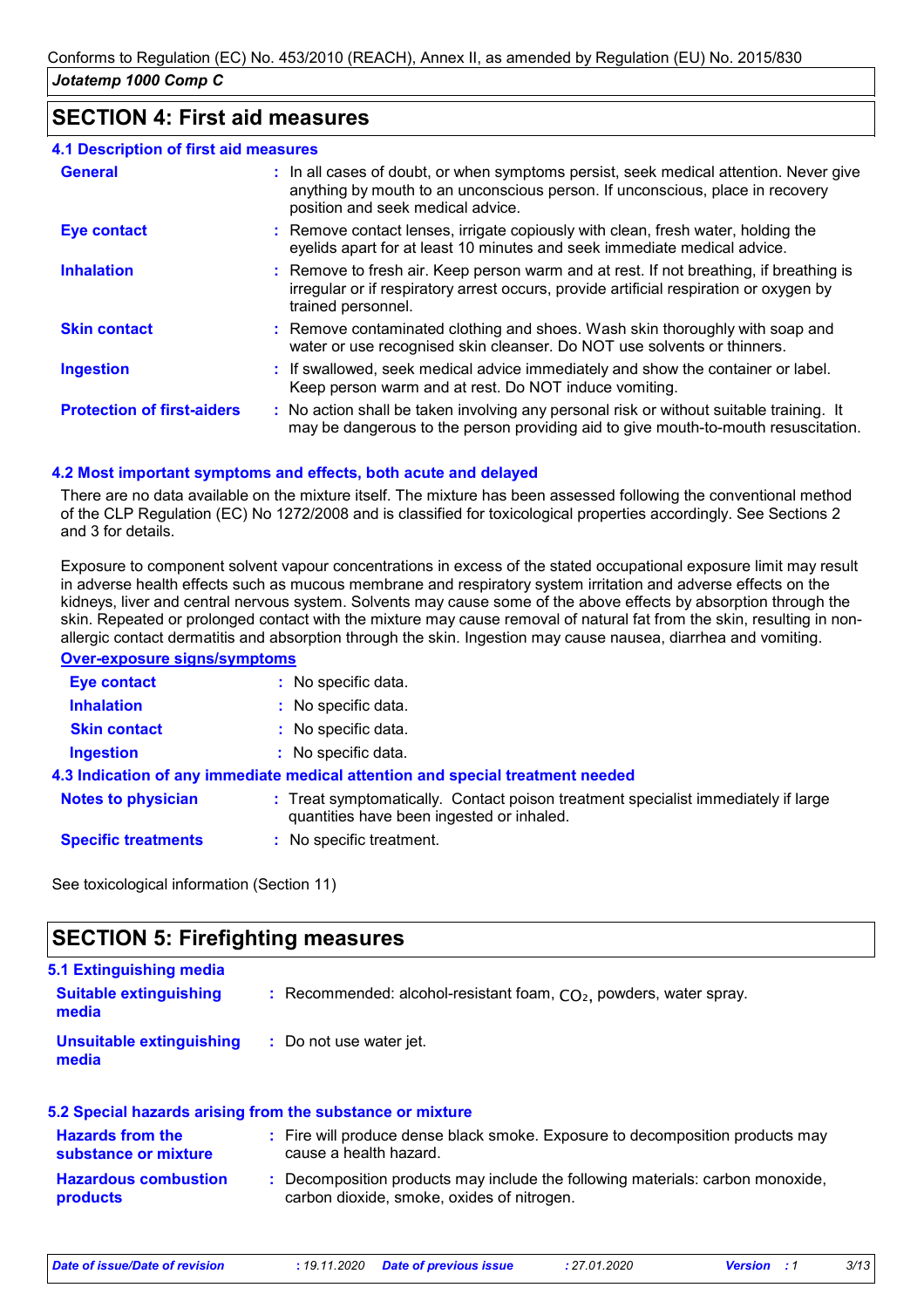## SECTION 4: First aid measures

### 4.1 Description of first aid measures

| | |
|---|---|
| **General** | : In all cases of doubt, or when symptoms persist, seek medical attention. Never give anything by mouth to an unconscious person. If unconscious, place in recovery position and seek medical advice. |
| **Eye contact** | : Remove contact lenses, irrigate copiously with clean, fresh water, holding the eyelids apart for at least 10 minutes and seek immediate medical advice. |
| **Inhalation** | : Remove to fresh air. Keep person warm and at rest. If not breathing, if breathing is irregular or if respiratory arrest occurs, provide artificial respiration or oxygen by trained personnel. |
| **Skin contact** | : Remove contaminated clothing and shoes. Wash skin thoroughly with soap and water or use recognised skin cleanser. Do NOT use solvents or thinners. |
| **Ingestion** | : If swallowed, seek medical advice immediately and show the container or label. Keep person warm and at rest. Do NOT induce vomiting. |
| **Protection of first-aiders** | : No action shall be taken involving any personal risk or without suitable training. It may be dangerous to the person providing aid to give mouth-to-mouth resuscitation. |

### 4.2 Most important symptoms and effects, both acute and delayed

There are no data available on the mixture itself. The mixture has been assessed following the conventional method of the CLP Regulation (EC) No 1272/2008 and is classified for toxicological properties accordingly. See Sections 2 and 3 for details.

Exposure to component solvent vapour concentrations in excess of the stated occupational exposure limit may result in adverse health effects such as mucous membrane and respiratory system irritation and adverse effects on the kidneys, liver and central nervous system. Solvents may cause some of the above effects by absorption through the skin. Repeated or prolonged contact with the mixture may cause removal of natural fat from the skin, resulting in non-allergic contact dermatitis and absorption through the skin. Ingestion may cause nausea, diarrhea and vomiting.

**Over-exposure signs/symptoms**

| | |
|---|---|
| **Eye contact** | : No specific data. |
| **Inhalation** | : No specific data. |
| **Skin contact** | : No specific data. |
| **Ingestion** | : No specific data. |

### 4.3 Indication of any immediate medical attention and special treatment needed

| | |
|---|---|
| **Notes to physician** | : Treat symptomatically. Contact poison treatment specialist immediately if large quantities have been ingested or inhaled. |
| **Specific treatments** | : No specific treatment. |

See toxicological information (Section 11)

## SECTION 5: Firefighting measures

### 5.1 Extinguishing media

| | |
|---|---|
| **Suitable extinguishing media** | : Recommended: alcohol-resistant foam, $CO_2$, powders, water spray. |
| **Unsuitable extinguishing media** | : Do not use water jet. |

### 5.2 Special hazards arising from the substance or mixture

| | |
|---|---|
| **Hazards from the substance or mixture** | : Fire will produce dense black smoke. Exposure to decomposition products may cause a health hazard. |
| **Hazardous combustion products** | : Decomposition products may include the following materials: carbon monoxide, carbon dioxide, smoke, oxides of nitrogen. |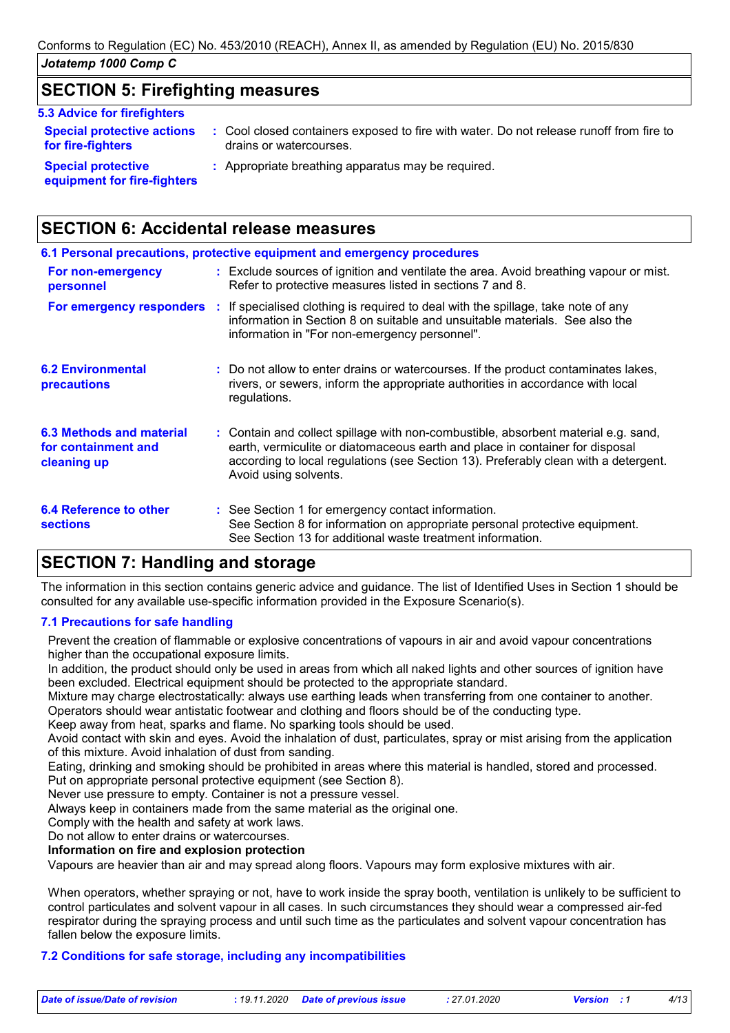## SECTION 5: Firefighting measures

### 5.3 Advice for firefighters

| | |
|---|---|
| **Special protective actions for fire-fighters** | : Cool closed containers exposed to fire with water. Do not release runoff from fire to drains or watercourses. |
| **Special protective equipment for fire-fighters** | : Appropriate breathing apparatus may be required. |

## SECTION 6: Accidental release measures

### 6.1 Personal precautions, protective equipment and emergency procedures

| | |
|---|---|
| **For non-emergency personnel** | : Exclude sources of ignition and ventilate the area. Avoid breathing vapour or mist. Refer to protective measures listed in sections 7 and 8. |
| **For emergency responders** | : If specialised clothing is required to deal with the spillage, take note of any information in Section 8 on suitable and unsuitable materials. See also the information in "For non-emergency personnel". |

| | |
|---|---|
| **6.2 Environmental precautions** | : Do not allow to enter drains or watercourses. If the product contaminates lakes, rivers, or sewers, inform the appropriate authorities in accordance with local regulations. |
| **6.3 Methods and material for containment and cleaning up** | : Contain and collect spillage with non-combustible, absorbent material e.g. sand, earth, vermiculite or diatomaceous earth and place in container for disposal according to local regulations (see Section 13). Preferably clean with a detergent. Avoid using solvents. |
| **6.4 Reference to other sections** | : See Section 1 for emergency contact information. See Section 8 for information on appropriate personal protective equipment. See Section 13 for additional waste treatment information. |

## SECTION 7: Handling and storage

The information in this section contains generic advice and guidance. The list of Identified Uses in Section 1 should be consulted for any available use-specific information provided in the Exposure Scenario(s).

### 7.1 Precautions for safe handling

Prevent the creation of flammable or explosive concentrations of vapours in air and avoid vapour concentrations higher than the occupational exposure limits.
In addition, the product should only be used in areas from which all naked lights and other sources of ignition have been excluded. Electrical equipment should be protected to the appropriate standard.
Mixture may charge electrostatically: always use earthing leads when transferring from one container to another. Operators should wear antistatic footwear and clothing and floors should be of the conducting type.
Keep away from heat, sparks and flame. No sparking tools should be used.
Avoid contact with skin and eyes. Avoid the inhalation of dust, particulates, spray or mist arising from the application of this mixture. Avoid inhalation of dust from sanding.
Eating, drinking and smoking should be prohibited in areas where this material is handled, stored and processed.
Put on appropriate personal protective equipment (see Section 8).
Never use pressure to empty. Container is not a pressure vessel.
Always keep in containers made from the same material as the original one.
Comply with the health and safety at work laws.
Do not allow to enter drains or watercourses.

**Information on fire and explosion protection**

Vapours are heavier than air and may spread along floors. Vapours may form explosive mixtures with air.

When operators, whether spraying or not, have to work inside the spray booth, ventilation is unlikely to be sufficient to control particulates and solvent vapour in all cases. In such circumstances they should wear a compressed air-fed respirator during the spraying process and until such time as the particulates and solvent vapour concentration has fallen below the exposure limits.

### 7.2 Conditions for safe storage, including any incompatibilities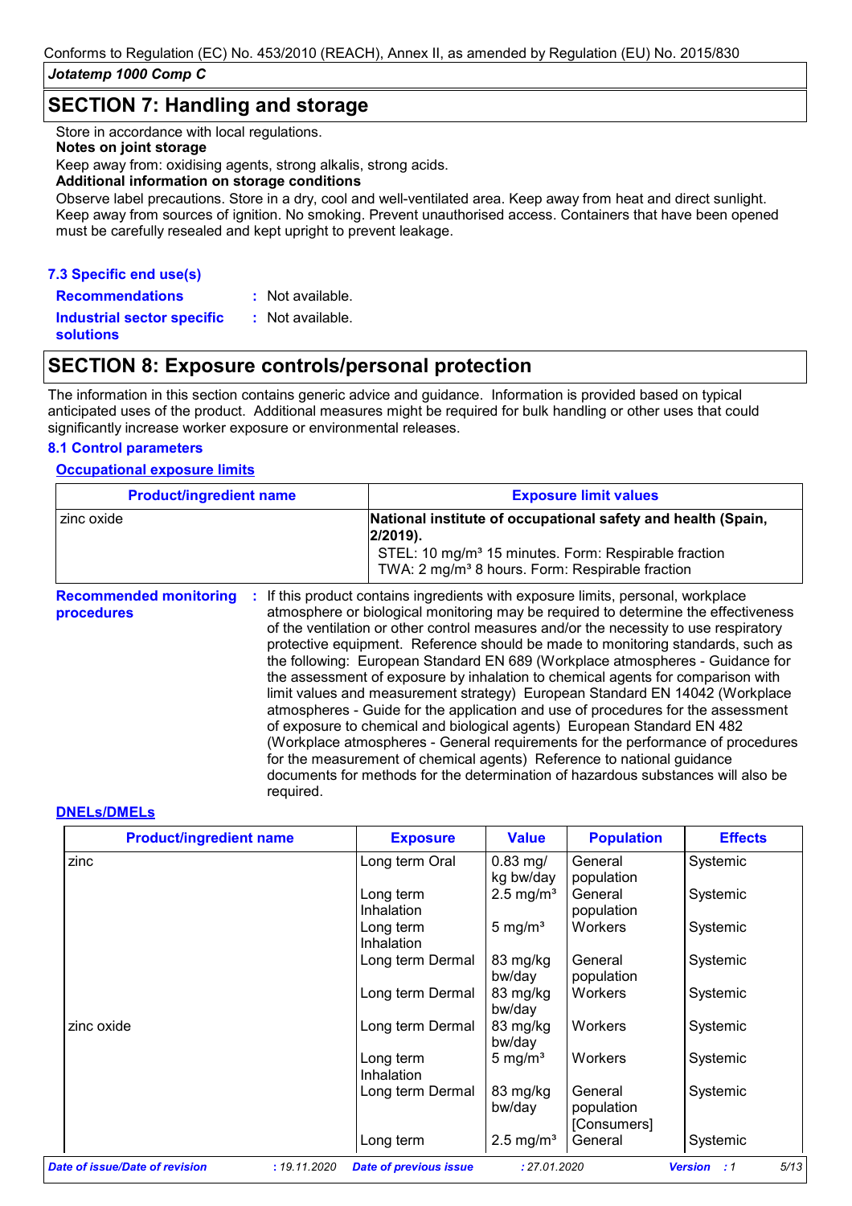## SECTION 7: Handling and storage

Store in accordance with local regulations.

**Notes on joint storage**

Keep away from: oxidising agents, strong alkalis, strong acids.

**Additional information on storage conditions**

Observe label precautions. Store in a dry, cool and well-ventilated area. Keep away from heat and direct sunlight. Keep away from sources of ignition. No smoking. Prevent unauthorised access. Containers that have been opened must be carefully resealed and kept upright to prevent leakage.

### 7.3 Specific end use(s)

**Recommendations** : Not available.

**Industrial sector specific solutions** : Not available.

## SECTION 8: Exposure controls/personal protection

The information in this section contains generic advice and guidance. Information is provided based on typical anticipated uses of the product. Additional measures might be required for bulk handling or other uses that could significantly increase worker exposure or environmental releases.

### 8.1 Control parameters

**Occupational exposure limits**

| Product/ingredient name | Exposure limit values |
|---|---|
| zinc oxide | **National institute of occupational safety and health (Spain, 2/2019).**<br>STEL: 10 mg/m³ 15 minutes. Form: Respirable fraction<br>TWA: 2 mg/m³ 8 hours. Form: Respirable fraction |

**Recommended monitoring procedures** : If this product contains ingredients with exposure limits, personal, workplace atmosphere or biological monitoring may be required to determine the effectiveness of the ventilation or other control measures and/or the necessity to use respiratory protective equipment. Reference should be made to monitoring standards, such as the following: European Standard EN 689 (Workplace atmospheres - Guidance for the assessment of exposure by inhalation to chemical agents for comparison with limit values and measurement strategy) European Standard EN 14042 (Workplace atmospheres - Guide for the application and use of procedures for the assessment of exposure to chemical and biological agents) European Standard EN 482 (Workplace atmospheres - General requirements for the performance of procedures for the measurement of chemical agents) Reference to national guidance documents for methods for the determination of hazardous substances will also be required.

**DNELs/DMELs**

| Product/ingredient name | Exposure | Value | Population | Effects |
|---|---|---|---|---|
| zinc | Long term Oral | 0.83 mg/kg bw/day | General population | Systemic |
| | Long term Inhalation | 2.5 mg/m³ | General population | Systemic |
| | Long term Inhalation | 5 mg/m³ | Workers | Systemic |
| | Long term Dermal | 83 mg/kg bw/day | General population | Systemic |
| | Long term Dermal | 83 mg/kg bw/day | Workers | Systemic |
| zinc oxide | Long term Dermal | 83 mg/kg bw/day | Workers | Systemic |
| | Long term Inhalation | 5 mg/m³ | Workers | Systemic |
| | Long term Dermal | 83 mg/kg bw/day | General population [Consumers] | Systemic |
| | Long term | 2.5 mg/m³ | General | Systemic |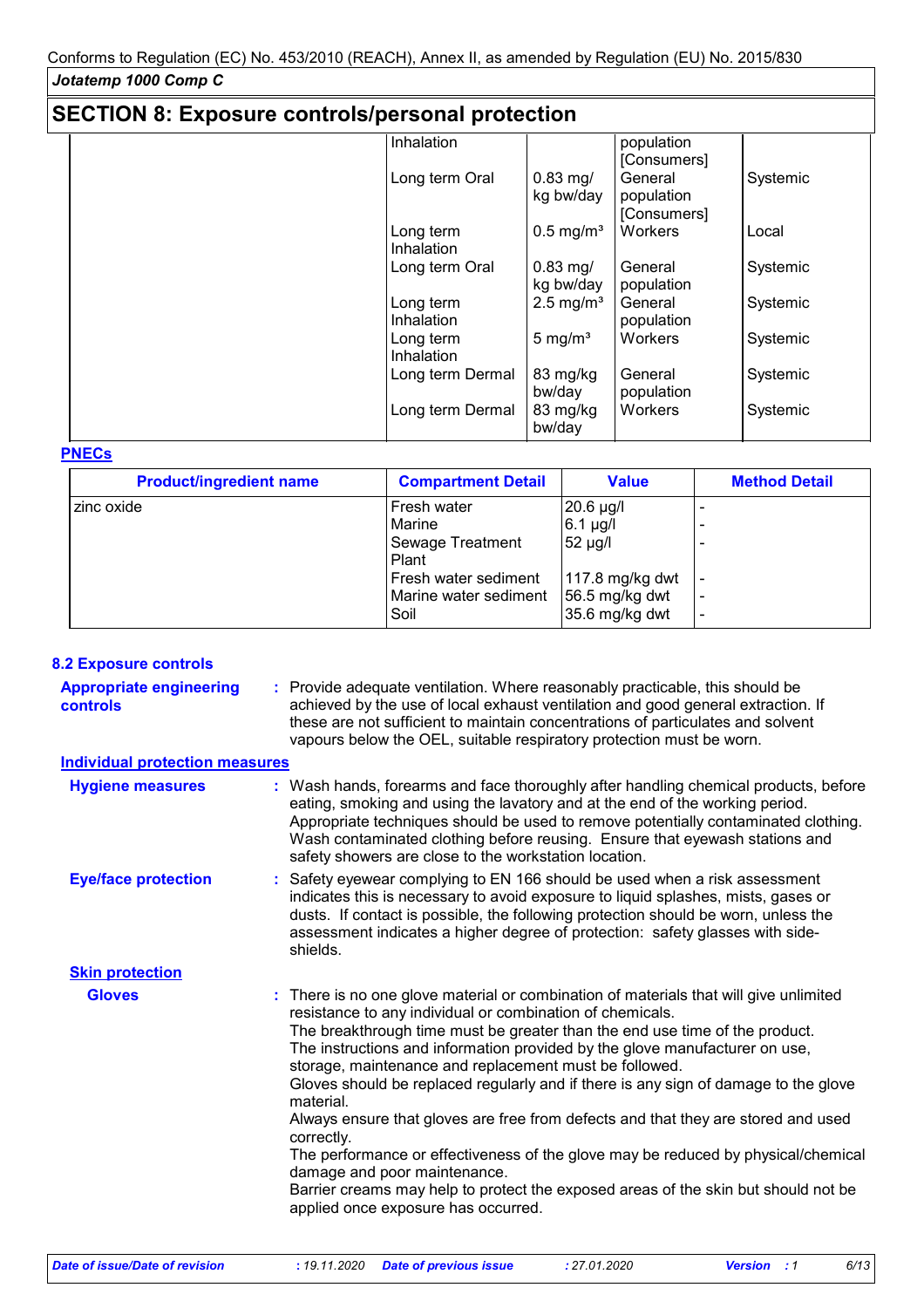## SECTION 8: Exposure controls/personal protection

| | | | | |
|---|---|---|---|---|
| | Inhalation | | population [Consumers] | |
| | Long term Oral | 0.83 mg/kg bw/day | General population [Consumers] | Systemic |
| | Long term Inhalation | 0.5 mg/m³ | Workers | Local |
| | Long term Oral | 0.83 mg/kg bw/day | General population | Systemic |
| | Long term Inhalation | 2.5 mg/m³ | General population | Systemic |
| | Long term Inhalation | 5 mg/m³ | Workers | Systemic |
| | Long term Dermal | 83 mg/kg bw/day | General population | Systemic |
| | Long term Dermal | 83 mg/kg bw/day | Workers | Systemic |

**PNECs**

| Product/ingredient name | Compartment Detail | Value | Method Detail |
|---|---|---|---|
| zinc oxide | Fresh water | 20.6 µg/l | - |
| | Marine | 6.1 µg/l | - |
| | Sewage Treatment Plant | 52 µg/l | - |
| | Fresh water sediment | 117.8 mg/kg dwt | - |
| | Marine water sediment | 56.5 mg/kg dwt | - |
| | Soil | 35.6 mg/kg dwt | - |

### 8.2 Exposure controls

**Appropriate engineering controls** : Provide adequate ventilation. Where reasonably practicable, this should be achieved by the use of local exhaust ventilation and good general extraction. If these are not sufficient to maintain concentrations of particulates and solvent vapours below the OEL, suitable respiratory protection must be worn.

**Individual protection measures**

**Hygiene measures** : Wash hands, forearms and face thoroughly after handling chemical products, before eating, smoking and using the lavatory and at the end of the working period. Appropriate techniques should be used to remove potentially contaminated clothing. Wash contaminated clothing before reusing. Ensure that eyewash stations and safety showers are close to the workstation location.

**Eye/face protection** : Safety eyewear complying to EN 166 should be used when a risk assessment indicates this is necessary to avoid exposure to liquid splashes, mists, gases or dusts. If contact is possible, the following protection should be worn, unless the assessment indicates a higher degree of protection: safety glasses with side-shields.

**Skin protection**

**Gloves** : There is no one glove material or combination of materials that will give unlimited resistance to any individual or combination of chemicals.
The breakthrough time must be greater than the end use time of the product.
The instructions and information provided by the glove manufacturer on use, storage, maintenance and replacement must be followed.
Gloves should be replaced regularly and if there is any sign of damage to the glove material.
Always ensure that gloves are free from defects and that they are stored and used correctly.
The performance or effectiveness of the glove may be reduced by physical/chemical damage and poor maintenance.
Barrier creams may help to protect the exposed areas of the skin but should not be applied once exposure has occurred.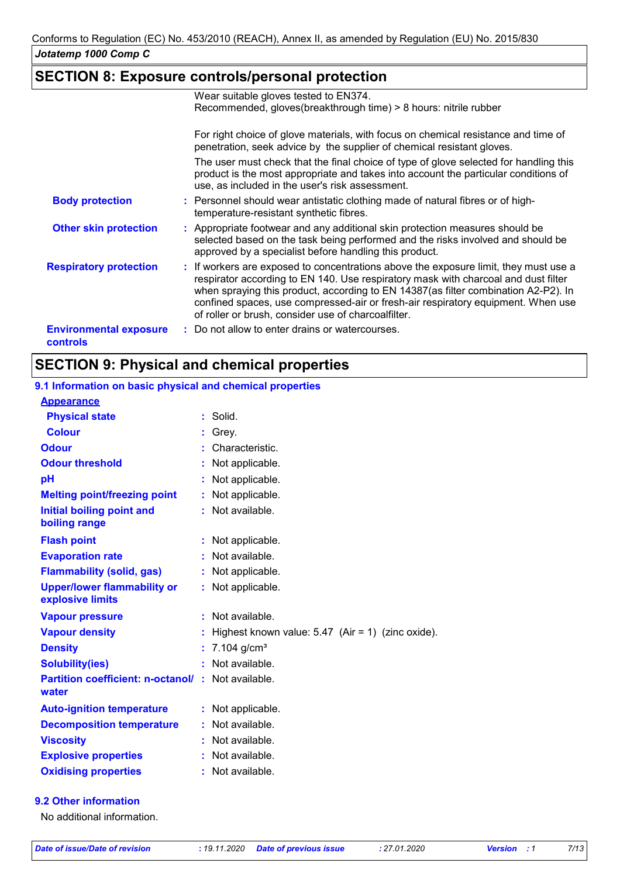## SECTION 8: Exposure controls/personal protection

Wear suitable gloves tested to EN374.
Recommended, gloves(breakthrough time) > 8 hours: nitrile rubber

For right choice of glove materials, with focus on chemical resistance and time of penetration, seek advice by the supplier of chemical resistant gloves.

The user must check that the final choice of type of glove selected for handling this product is the most appropriate and takes into account the particular conditions of use, as included in the user's risk assessment.

**Body protection** : Personnel should wear antistatic clothing made of natural fibres or of high-temperature-resistant synthetic fibres.

**Other skin protection** : Appropriate footwear and any additional skin protection measures should be selected based on the task being performed and the risks involved and should be approved by a specialist before handling this product.

**Respiratory protection** : If workers are exposed to concentrations above the exposure limit, they must use a respirator according to EN 140. Use respiratory mask with charcoal and dust filter when spraying this product, according to EN 14387(as filter combination A2-P2). In confined spaces, use compressed-air or fresh-air respiratory equipment. When use of roller or brush, consider use of charcoalfilter.

**Environmental exposure controls** : Do not allow to enter drains or watercourses.

## SECTION 9: Physical and chemical properties

### 9.1 Information on basic physical and chemical properties

**Appearance**

| | |
|---|---|
| **Physical state** | : Solid. |
| **Colour** | : Grey. |
| **Odour** | : Characteristic. |
| **Odour threshold** | : Not applicable. |
| **pH** | : Not applicable. |
| **Melting point/freezing point** | : Not applicable. |
| **Initial boiling point and boiling range** | : Not available. |
| **Flash point** | : Not applicable. |
| **Evaporation rate** | : Not available. |
| **Flammability (solid, gas)** | : Not applicable. |
| **Upper/lower flammability or explosive limits** | : Not applicable. |
| **Vapour pressure** | : Not available. |
| **Vapour density** | : Highest known value: 5.47 (Air = 1) (zinc oxide). |
| **Density** | : 7.104 g/cm³ |
| **Solubility(ies)** | : Not available. |
| **Partition coefficient: n-octanol/water** | : Not available. |
| **Auto-ignition temperature** | : Not applicable. |
| **Decomposition temperature** | : Not available. |
| **Viscosity** | : Not available. |
| **Explosive properties** | : Not available. |
| **Oxidising properties** | : Not available. |

### 9.2 Other information

No additional information.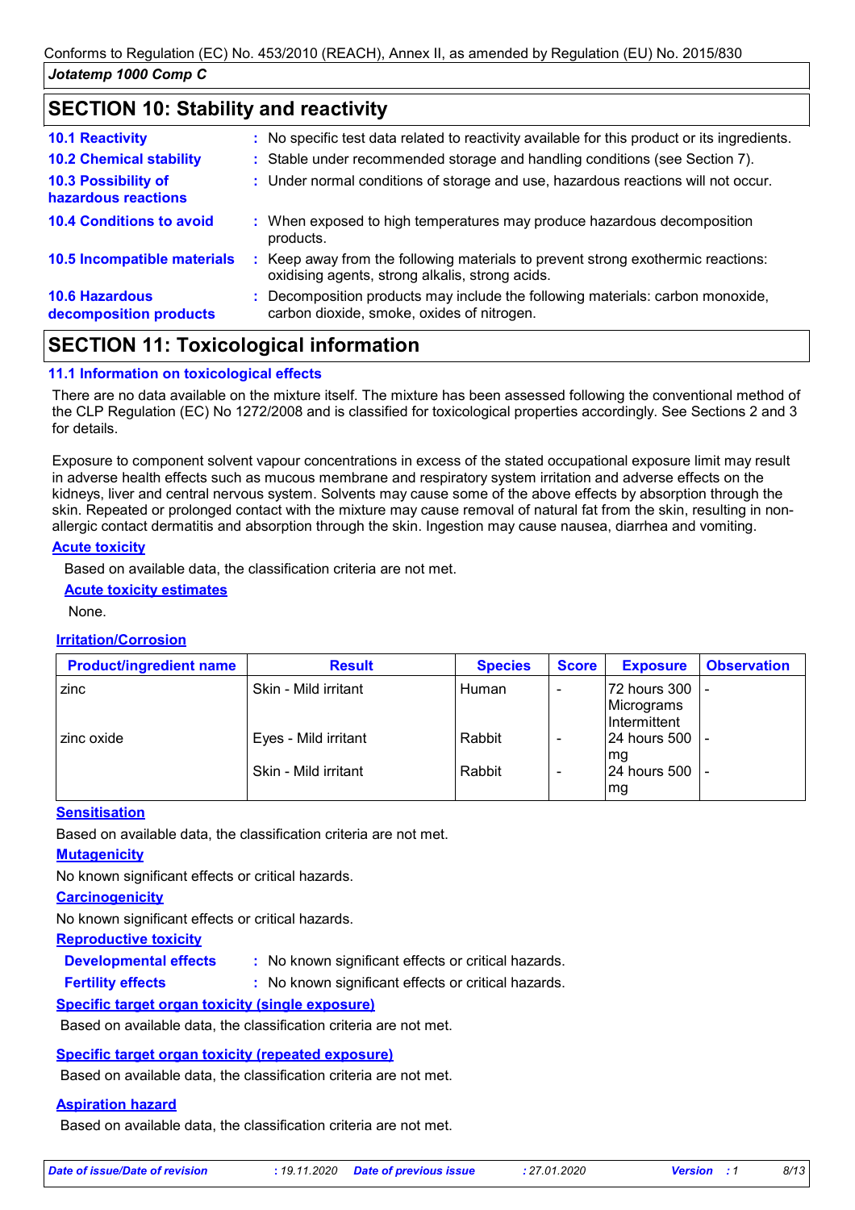## SECTION 10: Stability and reactivity

**10.1 Reactivity** : No specific test data related to reactivity available for this product or its ingredients.

**10.2 Chemical stability** : Stable under recommended storage and handling conditions (see Section 7).

**10.3 Possibility of hazardous reactions** : Under normal conditions of storage and use, hazardous reactions will not occur.

**10.4 Conditions to avoid** : When exposed to high temperatures may produce hazardous decomposition products.

**10.5 Incompatible materials** : Keep away from the following materials to prevent strong exothermic reactions: oxidising agents, strong alkalis, strong acids.

**10.6 Hazardous decomposition products** : Decomposition products may include the following materials: carbon monoxide, carbon dioxide, smoke, oxides of nitrogen.

## SECTION 11: Toxicological information

### 11.1 Information on toxicological effects

There are no data available on the mixture itself. The mixture has been assessed following the conventional method of the CLP Regulation (EC) No 1272/2008 and is classified for toxicological properties accordingly. See Sections 2 and 3 for details.

Exposure to component solvent vapour concentrations in excess of the stated occupational exposure limit may result in adverse health effects such as mucous membrane and respiratory system irritation and adverse effects on the kidneys, liver and central nervous system. Solvents may cause some of the above effects by absorption through the skin. Repeated or prolonged contact with the mixture may cause removal of natural fat from the skin, resulting in non-allergic contact dermatitis and absorption through the skin. Ingestion may cause nausea, diarrhea and vomiting.

**Acute toxicity**

Based on available data, the classification criteria are not met.

**Acute toxicity estimates**

None.

**Irritation/Corrosion**

| Product/ingredient name | Result | Species | Score | Exposure | Observation |
|---|---|---|---|---|---|
| zinc | Skin - Mild irritant | Human | - | 72 hours 300 Micrograms Intermittent | - |
| zinc oxide | Eyes - Mild irritant | Rabbit | - | 24 hours 500 mg | - |
| | Skin - Mild irritant | Rabbit | - | 24 hours 500 mg | - |

**Sensitisation**

Based on available data, the classification criteria are not met.

**Mutagenicity**

No known significant effects or critical hazards.

**Carcinogenicity**

No known significant effects or critical hazards.

**Reproductive toxicity**

**Developmental effects** : No known significant effects or critical hazards.

**Fertility effects** : No known significant effects or critical hazards.

**Specific target organ toxicity (single exposure)**

Based on available data, the classification criteria are not met.

**Specific target organ toxicity (repeated exposure)**

Based on available data, the classification criteria are not met.

**Aspiration hazard**

Based on available data, the classification criteria are not met.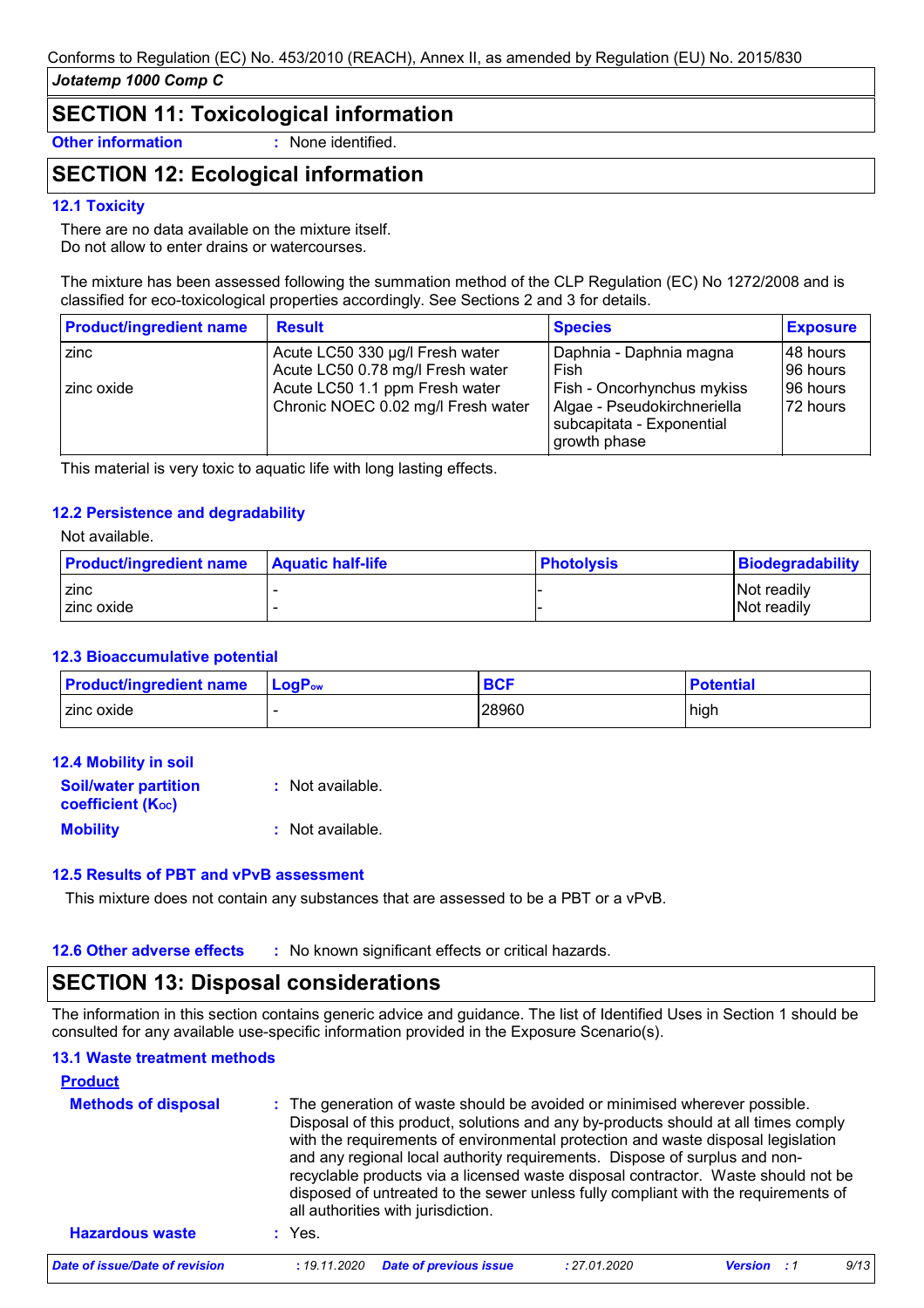## SECTION 11: Toxicological information

**Other information** : None identified.

## SECTION 12: Ecological information

### 12.1 Toxicity

There are no data available on the mixture itself.
Do not allow to enter drains or watercourses.

The mixture has been assessed following the summation method of the CLP Regulation (EC) No 1272/2008 and is classified for eco-toxicological properties accordingly. See Sections 2 and 3 for details.

| Product/ingredient name | Result | Species | Exposure |
|---|---|---|---|
| zinc | Acute LC50 330 µg/l Fresh water | Daphnia - Daphnia magna | 48 hours |
| | Acute LC50 0.78 mg/l Fresh water | Fish | 96 hours |
| zinc oxide | Acute LC50 1.1 ppm Fresh water | Fish - Oncorhynchus mykiss | 96 hours |
| | Chronic NOEC 0.02 mg/l Fresh water | Algae - Pseudokirchneriella subcapitata - Exponential growth phase | 72 hours |

This material is very toxic to aquatic life with long lasting effects.

### 12.2 Persistence and degradability

Not available.

| Product/ingredient name | Aquatic half-life | Photolysis | Biodegradability |
|---|---|---|---|
| zinc | - | - | Not readily |
| zinc oxide | - | - | Not readily |

### 12.3 Bioaccumulative potential

| Product/ingredient name | $LogP_{ow}$ | BCF | Potential |
|---|---|---|---|
| zinc oxide | - | 28960 | high |

### 12.4 Mobility in soil

**Soil/water partition coefficient ($K_{OC}$)** : Not available.

**Mobility** : Not available.

### 12.5 Results of PBT and vPvB assessment

This mixture does not contain any substances that are assessed to be a PBT or a vPvB.

**12.6 Other adverse effects** : No known significant effects or critical hazards.

## SECTION 13: Disposal considerations

The information in this section contains generic advice and guidance. The list of Identified Uses in Section 1 should be consulted for any available use-specific information provided in the Exposure Scenario(s).

### 13.1 Waste treatment methods

**Product**

**Methods of disposal** : The generation of waste should be avoided or minimised wherever possible. Disposal of this product, solutions and any by-products should at all times comply with the requirements of environmental protection and waste disposal legislation and any regional local authority requirements. Dispose of surplus and non-recyclable products via a licensed waste disposal contractor. Waste should not be disposed of untreated to the sewer unless fully compliant with the requirements of all authorities with jurisdiction.

**Hazardous waste** : Yes.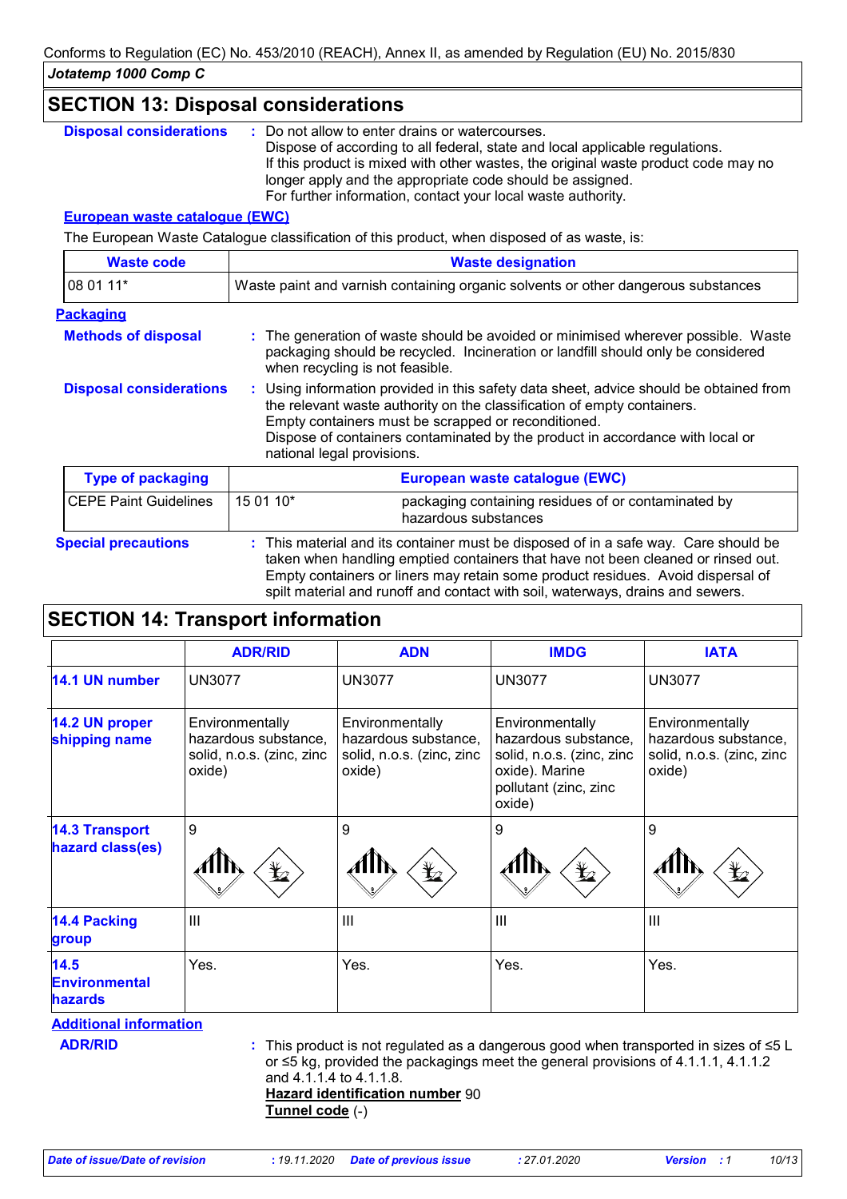## SECTION 13: Disposal considerations

**Disposal considerations** : Do not allow to enter drains or watercourses.
Dispose of according to all federal, state and local applicable regulations.
If this product is mixed with other wastes, the original waste product code may no longer apply and the appropriate code should be assigned.
For further information, contact your local waste authority.

**European waste catalogue (EWC)**

The European Waste Catalogue classification of this product, when disposed of as waste, is:

| Waste code | Waste designation |
|---|---|
| 08 01 11* | Waste paint and varnish containing organic solvents or other dangerous substances |

**Packaging**

**Methods of disposal** : The generation of waste should be avoided or minimised wherever possible. Waste packaging should be recycled. Incineration or landfill should only be considered when recycling is not feasible.

**Disposal considerations** : Using information provided in this safety data sheet, advice should be obtained from the relevant waste authority on the classification of empty containers.
Empty containers must be scrapped or reconditioned.
Dispose of containers contaminated by the product in accordance with local or national legal provisions.

| Type of packaging | European waste catalogue (EWC) | |
|---|---|---|
| CEPE Paint Guidelines | 15 01 10* | packaging containing residues of or contaminated by hazardous substances |

**Special precautions** : This material and its container must be disposed of in a safe way. Care should be taken when handling emptied containers that have not been cleaned or rinsed out. Empty containers or liners may retain some product residues. Avoid dispersal of spilt material and runoff and contact with soil, waterways, drains and sewers.

## SECTION 14: Transport information

| | ADR/RID | ADN | IMDG | IATA |
|---|---|---|---|---|
| **14.1 UN number** | UN3077 | UN3077 | UN3077 | UN3077 |
| **14.2 UN proper shipping name** | Environmentally hazardous substance, solid, n.o.s. (zinc, zinc oxide) | Environmentally hazardous substance, solid, n.o.s. (zinc, zinc oxide) | Environmentally hazardous substance, solid, n.o.s. (zinc, zinc oxide). Marine pollutant (zinc, zinc oxide) | Environmentally hazardous substance, solid, n.o.s. (zinc, zinc oxide) |
| **14.3 Transport hazard class(es)** | 9 | 9 | 9 | 9 |
| **14.4 Packing group** | III | III | III | III |
| **14.5 Environmental hazards** | Yes. | Yes. | Yes. | Yes. |

**Additional information**

**ADR/RID** : This product is not regulated as a dangerous good when transported in sizes of ≤5 L or ≤5 kg, provided the packagings meet the general provisions of 4.1.1.1, 4.1.1.2 and 4.1.1.4 to 4.1.1.8.
**Hazard identification number** 90
**Tunnel code** (-)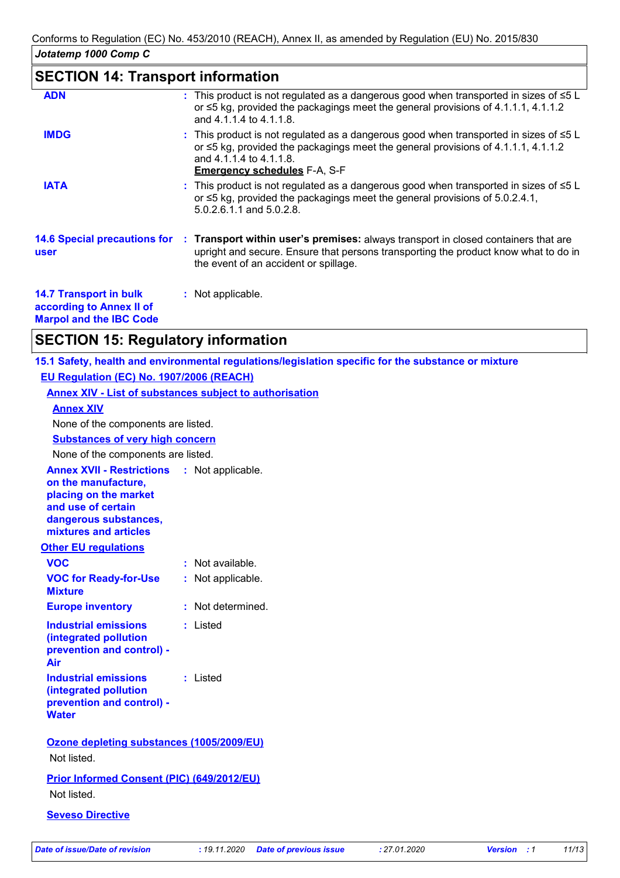## SECTION 14: Transport information

**ADN** : This product is not regulated as a dangerous good when transported in sizes of ≤5 L or ≤5 kg, provided the packagings meet the general provisions of 4.1.1.1, 4.1.1.2 and 4.1.1.4 to 4.1.1.8.

**IMDG** : This product is not regulated as a dangerous good when transported in sizes of ≤5 L or ≤5 kg, provided the packagings meet the general provisions of 4.1.1.1, 4.1.1.2 and 4.1.1.4 to 4.1.1.8.
**Emergency schedules** F-A, S-F

**IATA** : This product is not regulated as a dangerous good when transported in sizes of ≤5 L or ≤5 kg, provided the packagings meet the general provisions of 5.0.2.4.1, 5.0.2.6.1.1 and 5.0.2.8.

**14.6 Special precautions for user** : **Transport within user's premises:** always transport in closed containers that are upright and secure. Ensure that persons transporting the product know what to do in the event of an accident or spillage.

**14.7 Transport in bulk according to Annex II of Marpol and the IBC Code** : Not applicable.

## SECTION 15: Regulatory information

### 15.1 Safety, health and environmental regulations/legislation specific for the substance or mixture

**EU Regulation (EC) No. 1907/2006 (REACH)**

**Annex XIV - List of substances subject to authorisation**

**Annex XIV**

None of the components are listed.

**Substances of very high concern**

None of the components are listed.

**Annex XVII - Restrictions on the manufacture, placing on the market and use of certain dangerous substances, mixtures and articles** : Not applicable.

**Other EU regulations**

**VOC** : Not available.

**VOC for Ready-for-Use Mixture** : Not applicable.

**Europe inventory** : Not determined.

**Industrial emissions (integrated pollution prevention and control) - Air** : Listed

**Industrial emissions (integrated pollution prevention and control) - Water** : Listed

**Ozone depleting substances (1005/2009/EU)**

Not listed.

**Prior Informed Consent (PIC) (649/2012/EU)**

Not listed.

**Seveso Directive**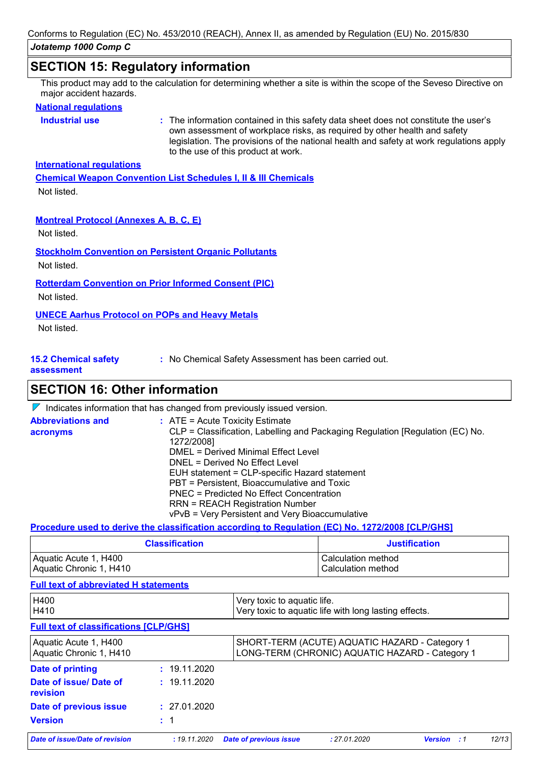Conforms to Regulation (EC) No. 453/2010 (REACH), Annex II, as amended by Regulation (EU) No. 2015/830

*Jotatemp 1000 Comp C*

## SECTION 15: Regulatory information

This product may add to the calculation for determining whether a site is within the scope of the Seveso Directive on major accident hazards.

**National regulations**

**Industrial use** : The information contained in this safety data sheet does not constitute the user's own assessment of workplace risks, as required by other health and safety legislation. The provisions of the national health and safety at work regulations apply to the use of this product at work.

**International regulations**

**Chemical Weapon Convention List Schedules I, II & III Chemicals**

Not listed.

**Montreal Protocol (Annexes A, B, C, E)**

Not listed.

**Stockholm Convention on Persistent Organic Pollutants**

Not listed.

**Rotterdam Convention on Prior Informed Consent (PIC)**

Not listed.

**UNECE Aarhus Protocol on POPs and Heavy Metals**

Not listed.

**15.2 Chemical safety assessment** : No Chemical Safety Assessment has been carried out.

## SECTION 16: Other information

Indicates information that has changed from previously issued version.

**Abbreviations and acronyms** :
ATE = Acute Toxicity Estimate
CLP = Classification, Labelling and Packaging Regulation [Regulation (EC) No. 1272/2008]
DMEL = Derived Minimal Effect Level
DNEL = Derived No Effect Level
EUH statement = CLP-specific Hazard statement
PBT = Persistent, Bioaccumulative and Toxic
PNEC = Predicted No Effect Concentration
RRN = REACH Registration Number
vPvB = Very Persistent and Very Bioaccumulative

**Procedure used to derive the classification according to Regulation (EC) No. 1272/2008 [CLP/GHS]**

| Classification | Justification |
|---|---|
| Aquatic Acute 1, H400<br>Aquatic Chronic 1, H410 | Calculation method<br>Calculation method |

**Full text of abbreviated H statements**

| | |
|---|---|
| H400<br>H410 | Very toxic to aquatic life.<br>Very toxic to aquatic life with long lasting effects. |

**Full text of classifications [CLP/GHS]**

| | |
|---|---|
| Aquatic Acute 1, H400<br>Aquatic Chronic 1, H410 | SHORT-TERM (ACUTE) AQUATIC HAZARD - Category 1<br>LONG-TERM (CHRONIC) AQUATIC HAZARD - Category 1 |

**Date of printing** : 19.11.2020

**Date of issue/ Date of revision** : 19.11.2020

**Date of previous issue** : 27.01.2020

**Version** : 1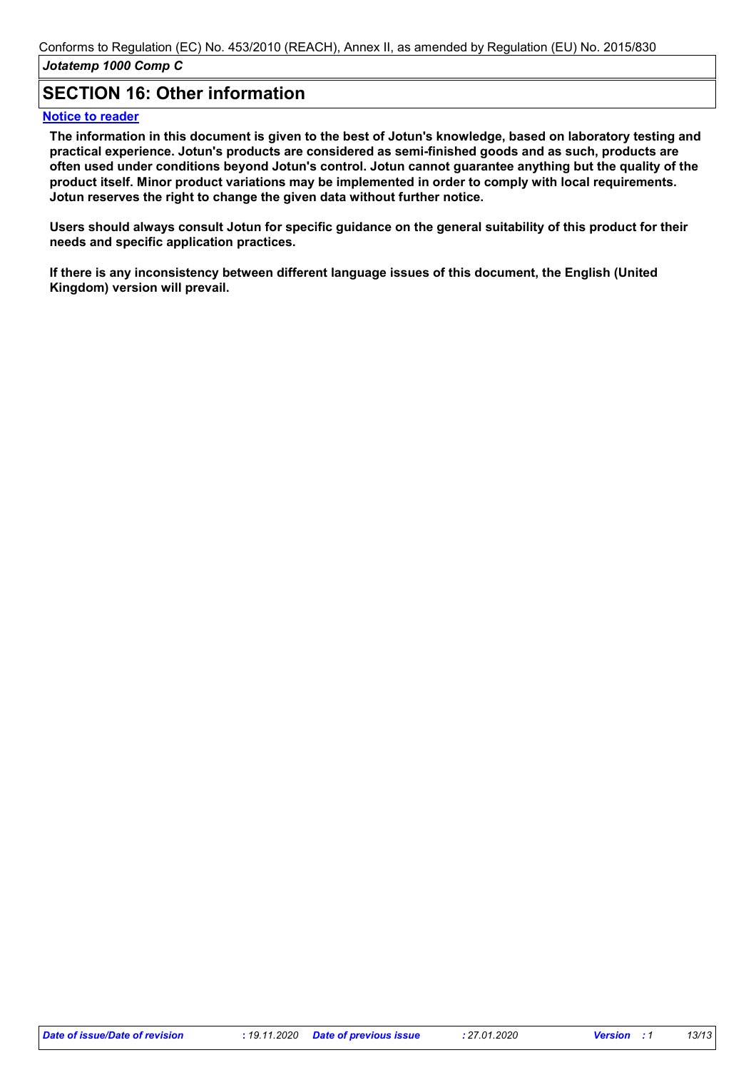## SECTION 16: Other information

**Notice to reader**

**The information in this document is given to the best of Jotun's knowledge, based on laboratory testing and practical experience. Jotun's products are considered as semi-finished goods and as such, products are often used under conditions beyond Jotun's control. Jotun cannot guarantee anything but the quality of the product itself. Minor product variations may be implemented in order to comply with local requirements. Jotun reserves the right to change the given data without further notice.**

**Users should always consult Jotun for specific guidance on the general suitability of this product for their needs and specific application practices.**

**If there is any inconsistency between different language issues of this document, the English (United Kingdom) version will prevail.**